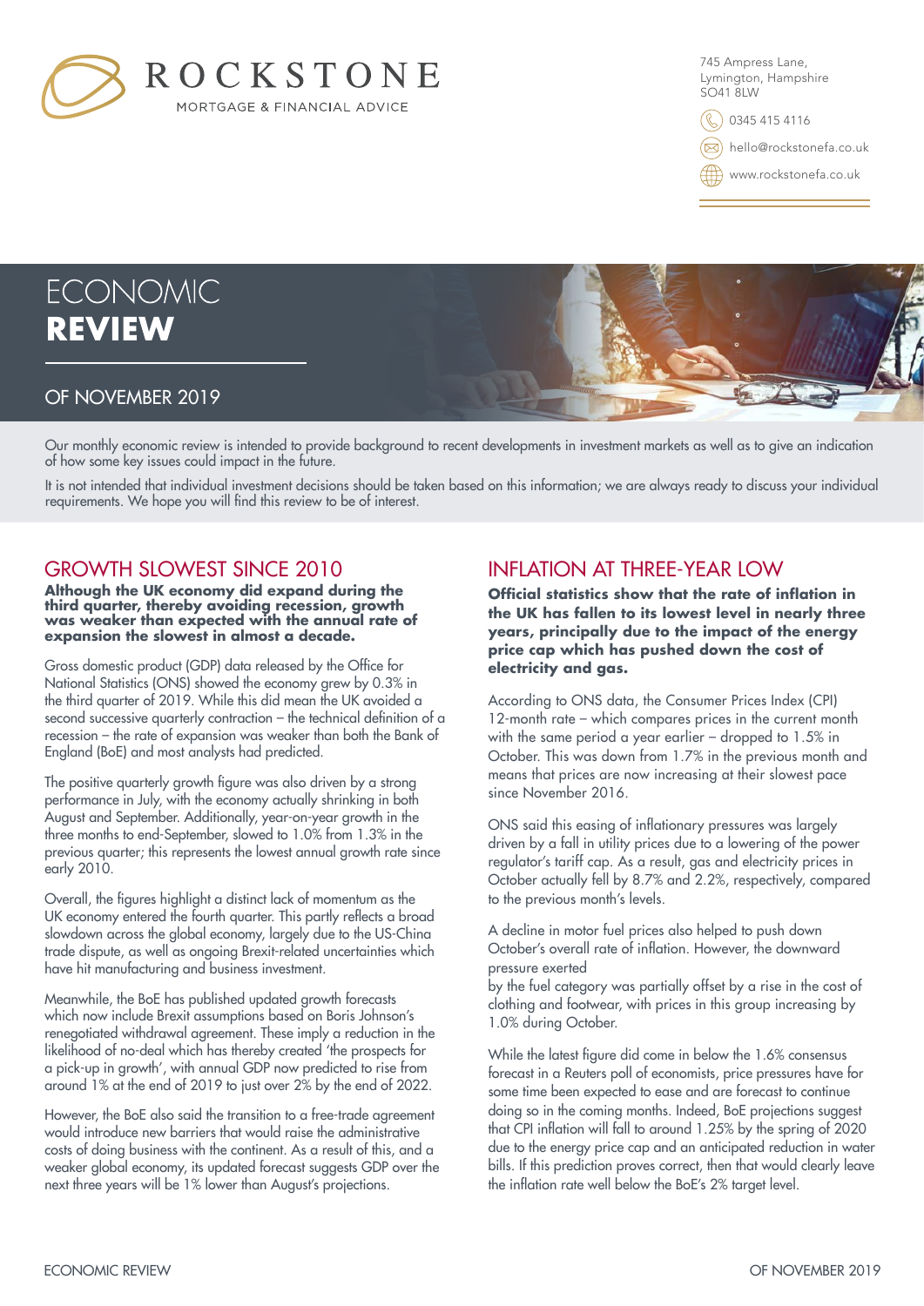ROCKSTONE

MORTGAGE & FINANCIAL ADVICE

745 Ampress Lane,
Lymington, Hampshire
SO41 8LW

0345 415 4116

hello@rockstonefa.co.uk

www.rockstonefa.co.uk

# ECONOMIC **REVIEW**

## OF NOVEMBER 2019

Our monthly economic review is intended to provide background to recent developments in investment markets as well as to give an indication of how some key issues could impact in the future.

It is not intended that individual investment decisions should be taken based on this information; we are always ready to discuss your individual requirements. We hope you will find this review to be of interest.

## GROWTH SLOWEST SINCE 2010

**Although the UK economy did expand during the third quarter, thereby avoiding recession, growth was weaker than expected with the annual rate of expansion the slowest in almost a decade.**

Gross domestic product (GDP) data released by the Office for National Statistics (ONS) showed the economy grew by 0.3% in the third quarter of 2019. While this did mean the UK avoided a second successive quarterly contraction – the technical definition of a recession – the rate of expansion was weaker than both the Bank of England (BoE) and most analysts had predicted.

The positive quarterly growth figure was also driven by a strong performance in July, with the economy actually shrinking in both August and September. Additionally, year-on-year growth in the three months to end-September, slowed to 1.0% from 1.3% in the previous quarter; this represents the lowest annual growth rate since early 2010.

Overall, the figures highlight a distinct lack of momentum as the UK economy entered the fourth quarter. This partly reflects a broad slowdown across the global economy, largely due to the US-China trade dispute, as well as ongoing Brexit-related uncertainties which have hit manufacturing and business investment.

Meanwhile, the BoE has published updated growth forecasts which now include Brexit assumptions based on Boris Johnson's renegotiated withdrawal agreement. These imply a reduction in the likelihood of no-deal which has thereby created 'the prospects for a pick-up in growth', with annual GDP now predicted to rise from around 1% at the end of 2019 to just over 2% by the end of 2022.

However, the BoE also said the transition to a free-trade agreement would introduce new barriers that would raise the administrative costs of doing business with the continent. As a result of this, and a weaker global economy, its updated forecast suggests GDP over the next three years will be 1% lower than August's projections.

## INFLATION AT THREE-YEAR LOW

**Official statistics show that the rate of inflation in the UK has fallen to its lowest level in nearly three years, principally due to the impact of the energy price cap which has pushed down the cost of electricity and gas.**

According to ONS data, the Consumer Prices Index (CPI) 12-month rate – which compares prices in the current month with the same period a year earlier – dropped to 1.5% in October. This was down from 1.7% in the previous month and means that prices are now increasing at their slowest pace since November 2016.

ONS said this easing of inflationary pressures was largely driven by a fall in utility prices due to a lowering of the power regulator's tariff cap. As a result, gas and electricity prices in October actually fell by 8.7% and 2.2%, respectively, compared to the previous month's levels.

A decline in motor fuel prices also helped to push down October's overall rate of inflation. However, the downward pressure exerted by the fuel category was partially offset by a rise in the cost of clothing and footwear, with prices in this group increasing by 1.0% during October.

While the latest figure did come in below the 1.6% consensus forecast in a Reuters poll of economists, price pressures have for some time been expected to ease and are forecast to continue doing so in the coming months. Indeed, BoE projections suggest that CPI inflation will fall to around 1.25% by the spring of 2020 due to the energy price cap and an anticipated reduction in water bills. If this prediction proves correct, then that would clearly leave the inflation rate well below the BoE's 2% target level.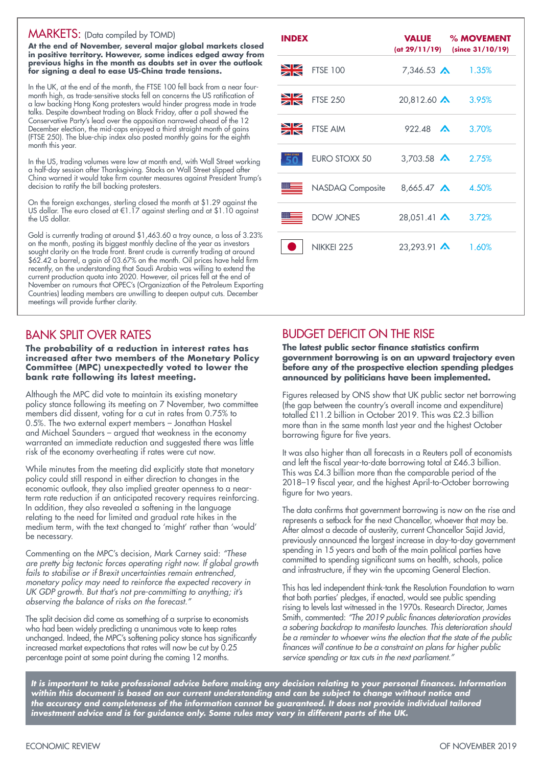## MARKETS: (Data compiled by TOMD)

**At the end of November, several major global markets closed in positive territory. However, some indices edged away from previous highs in the month as doubts set in over the outlook for signing a deal to ease US-China trade tensions.**

In the UK, at the end of the month, the FTSE 100 fell back from a near four-month high, as trade-sensitive stocks fell on concerns the US ratification of a law backing Hong Kong protesters would hinder progress made in trade talks. Despite downbeat trading on Black Friday, after a poll showed the Conservative Party's lead over the opposition narrowed ahead of the 12 December election, the mid-caps enjoyed a third straight month of gains (FTSE 250). The blue-chip index also posted monthly gains for the eighth month this year.

In the US, trading volumes were low at month end, with Wall Street working a half-day session after Thanksgiving. Stocks on Wall Street slipped after China warned it would take firm counter measures against President Trump's decision to ratify the bill backing protesters.

On the foreign exchanges, sterling closed the month at $1.29 against the US dollar. The euro closed at €1.17 against sterling and at $1.10 against the US dollar.

Gold is currently trading at around $1,463.60 a troy ounce, a loss of 3.23% on the month, posting its biggest monthly decline of the year as investors sought clarity on the trade front. Brent crude is currently trading at around $62.42 a barrel, a gain of 03.67% on the month. Oil prices have held firm recently, on the understanding that Saudi Arabia was willing to extend the current production quota into 2020. However, oil prices fell at the end of November on rumours that OPEC's (Organization of the Petroleum Exporting Countries) leading members are unwilling to deepen output cuts. December meetings will provide further clarity.

| INDEX | VALUE (at 29/11/19) | % MOVEMENT (since 31/10/19) |
|---|---|---|
| FTSE 100 | 7,346.53 ▲ | 1.35% |
| FTSE 250 | 20,812.60 ▲ | 3.95% |
| FTSE AIM | 922.48 ▲ | 3.70% |
| EURO STOXX 50 | 3,703.58 ▲ | 2.75% |
| NASDAQ Composite | 8,665.47 ▲ | 4.50% |
| DOW JONES | 28,051.41 ▲ | 3.72% |
| NIKKEI 225 | 23,293.91 ▲ | 1.60% |

## BANK SPLIT OVER RATES

**The probability of a reduction in interest rates has increased after two members of the Monetary Policy Committee (MPC) unexpectedly voted to lower the bank rate following its latest meeting.**

Although the MPC did vote to maintain its existing monetary policy stance following its meeting on 7 November, two committee members did dissent, voting for a cut in rates from 0.75% to 0.5%. The two external expert members – Jonathan Haskel and Michael Saunders – argued that weakness in the economy warranted an immediate reduction and suggested there was little risk of the economy overheating if rates were cut now.

While minutes from the meeting did explicitly state that monetary policy could still respond in either direction to changes in the economic outlook, they also implied greater openness to a near-term rate reduction if an anticipated recovery requires reinforcing. In addition, they also revealed a softening in the language relating to the need for limited and gradual rate hikes in the medium term, with the text changed to 'might' rather than 'would' be necessary.

Commenting on the MPC's decision, Mark Carney said: *"These are pretty big tectonic forces operating right now. If global growth fails to stabilise or if Brexit uncertainties remain entrenched, monetary policy may need to reinforce the expected recovery in UK GDP growth. But that's not pre-committing to anything; it's observing the balance of risks on the forecast."*

The split decision did come as something of a surprise to economists who had been widely predicting a unanimous vote to keep rates unchanged. Indeed, the MPC's softening policy stance has significantly increased market expectations that rates will now be cut by 0.25 percentage point at some point during the coming 12 months.

## BUDGET DEFICIT ON THE RISE

**The latest public sector finance statistics confirm government borrowing is on an upward trajectory even before any of the prospective election spending pledges announced by politicians have been implemented.**

Figures released by ONS show that UK public sector net borrowing (the gap between the country's overall income and expenditure) totalled £11.2 billion in October 2019. This was £2.3 billion more than in the same month last year and the highest October borrowing figure for five years.

It was also higher than all forecasts in a Reuters poll of economists and left the fiscal year-to-date borrowing total at £46.3 billion. This was £4.3 billion more than the comparable period of the 2018–19 fiscal year, and the highest April-to-October borrowing figure for two years.

The data confirms that government borrowing is now on the rise and represents a setback for the next Chancellor, whoever that may be. After almost a decade of austerity, current Chancellor Sajid Javid, previously announced the largest increase in day-to-day government spending in 15 years and both of the main political parties have committed to spending significant sums on health, schools, police and infrastructure, if they win the upcoming General Election.

This has led independent think-tank the Resolution Foundation to warn that both parties' pledges, if enacted, would see public spending rising to levels last witnessed in the 1970s. Research Director, James Smith, commented: *"The 2019 public finances deterioration provides a sobering backdrop to manifesto launches. This deterioration should be a reminder to whoever wins the election that the state of the public finances will continue to be a constraint on plans for higher public service spending or tax cuts in the next parliament."*

***It is important to take professional advice before making any decision relating to your personal finances. Information within this document is based on our current understanding and can be subject to change without notice and the accuracy and completeness of the information cannot be guaranteed. It does not provide individual tailored investment advice and is for guidance only. Some rules may vary in different parts of the UK.***